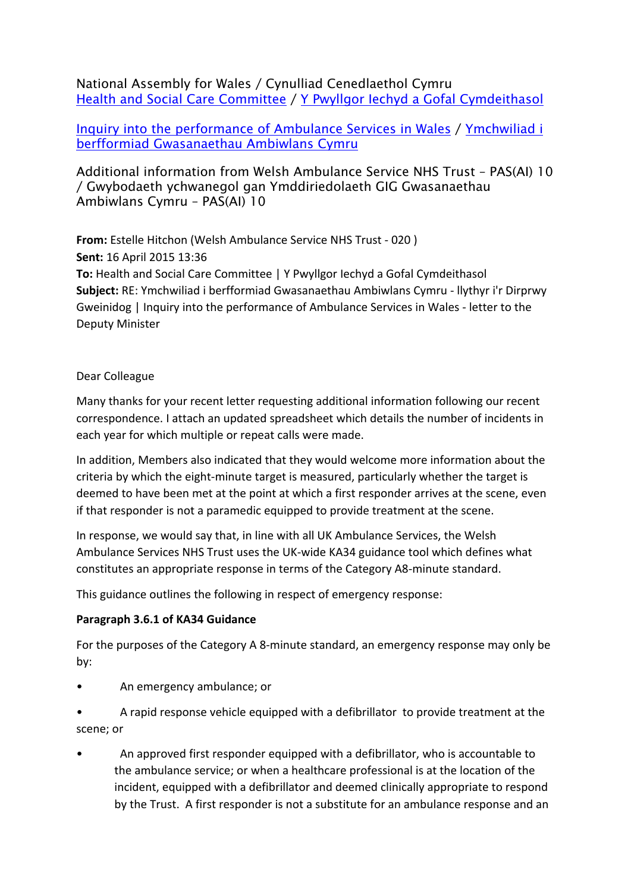National Assembly for Wales / Cynulliad Cenedlaethol Cymru
[Health and Social Care Committee](#) / [Y Pwyllgor Iechyd a Gofal Cymdeithasol](#)

[Inquiry into the performance of Ambulance Services in Wales](#) / [Ymchwiliad i berfformiad Gwasanaethau Ambiwlans Cymru](#)

Additional information from Welsh Ambulance Service NHS Trust – PAS(AI) 10 / Gwybodaeth ychwanegol gan Ymddiriedolaeth GIG Gwasanaethau Ambiwlans Cymru – PAS(AI) 10

**From:** Estelle Hitchon (Welsh Ambulance Service NHS Trust - 020 )
**Sent:** 16 April 2015 13:36
**To:** Health and Social Care Committee | Y Pwyllgor Iechyd a Gofal Cymdeithasol
**Subject:** RE: Ymchwiliad i berfformiad Gwasanaethau Ambiwlans Cymru - llythyr i'r Dirprwy Gweinidog | Inquiry into the performance of Ambulance Services in Wales - letter to the Deputy Minister

Dear Colleague

Many thanks for your recent letter requesting additional information following our recent correspondence. I attach an updated spreadsheet which details the number of incidents in each year for which multiple or repeat calls were made.

In addition, Members also indicated that they would welcome more information about the criteria by which the eight-minute target is measured, particularly whether the target is deemed to have been met at the point at which a first responder arrives at the scene, even if that responder is not a paramedic equipped to provide treatment at the scene.

In response, we would say that, in line with all UK Ambulance Services, the Welsh Ambulance Services NHS Trust uses the UK-wide KA34 guidance tool which defines what constitutes an appropriate response in terms of the Category A8-minute standard.

This guidance outlines the following in respect of emergency response:

**Paragraph 3.6.1 of KA34 Guidance**

For the purposes of the Category A 8-minute standard, an emergency response may only be by:

- An emergency ambulance; or
- A rapid response vehicle equipped with a defibrillator to provide treatment at the scene; or
- An approved first responder equipped with a defibrillator, who is accountable to the ambulance service; or when a healthcare professional is at the location of the incident, equipped with a defibrillator and deemed clinically appropriate to respond by the Trust. A first responder is not a substitute for an ambulance response and an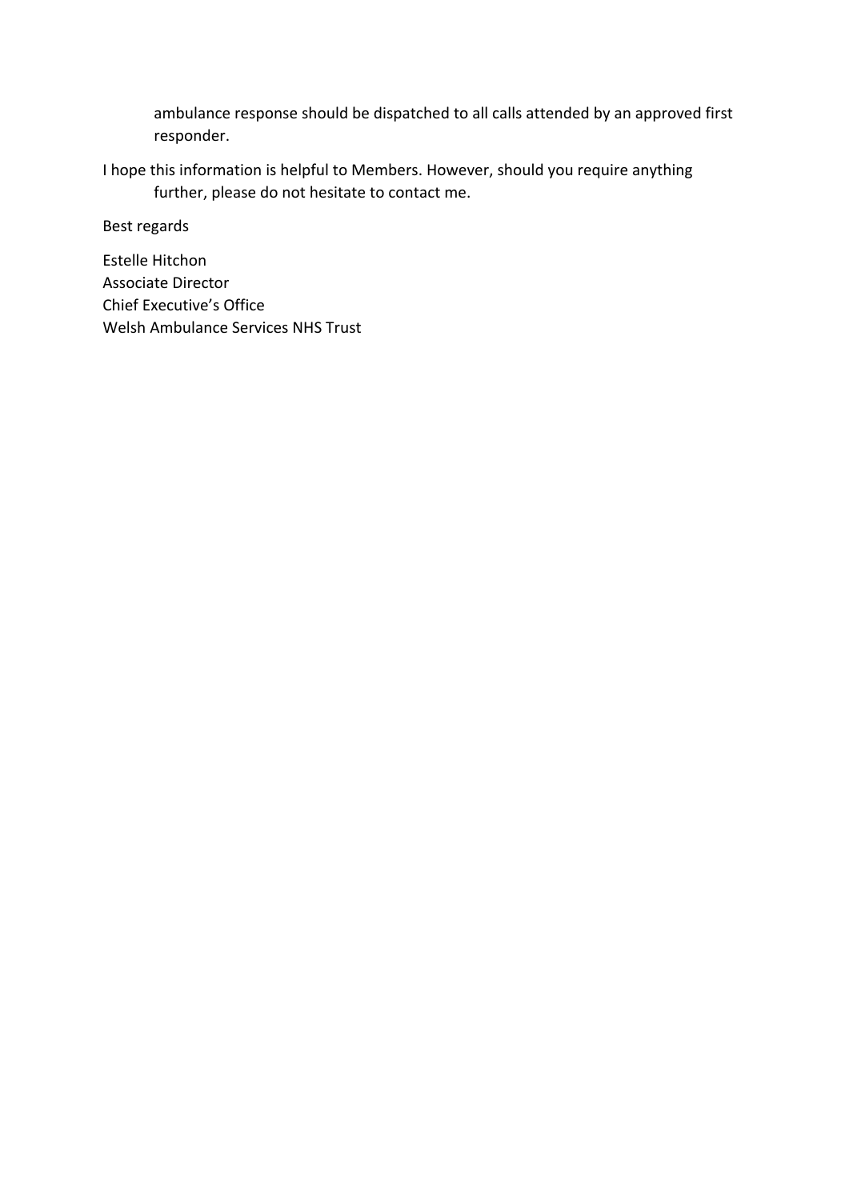ambulance response should be dispatched to all calls attended by an approved first responder.

I hope this information is helpful to Members. However, should you require anything further, please do not hesitate to contact me.

Best regards

Estelle Hitchon  
Associate Director  
Chief Executive's Office  
Welsh Ambulance Services NHS Trust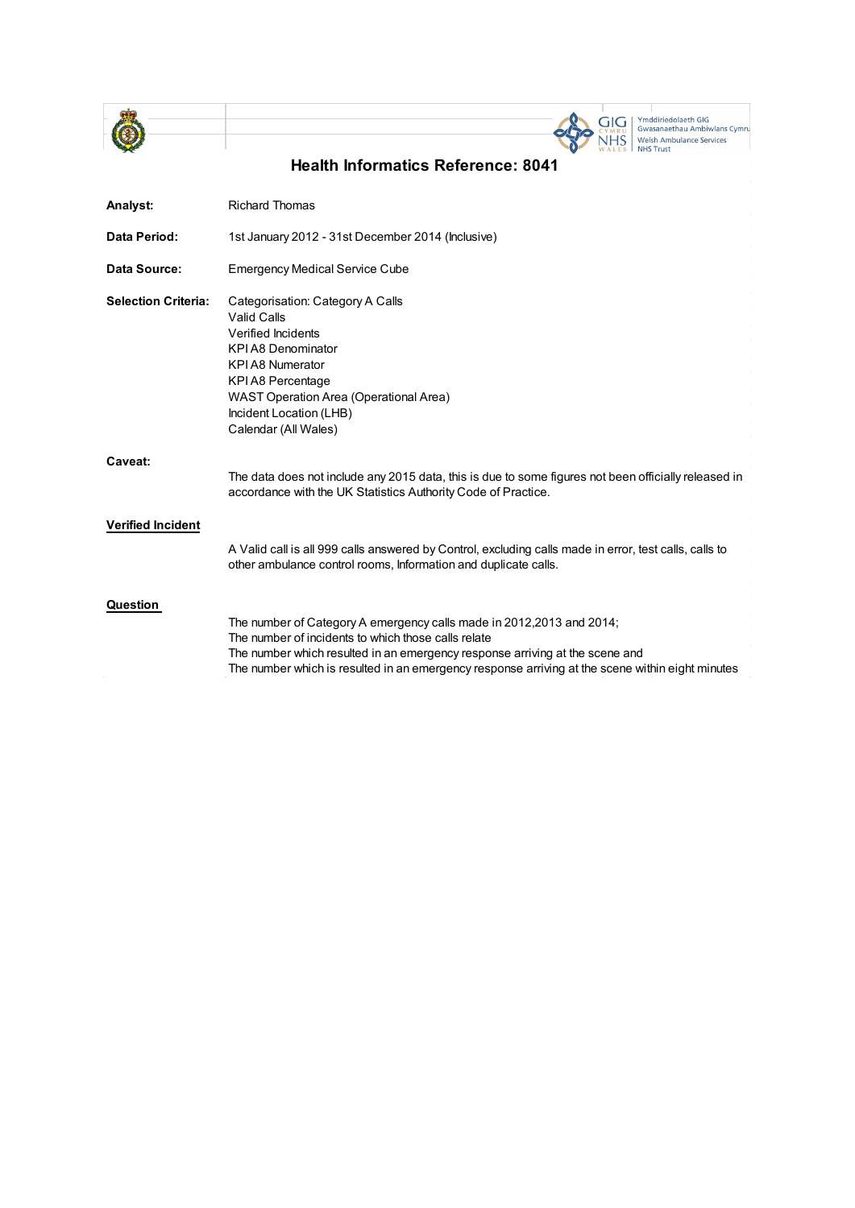# Health Informatics Reference: 8041

**Analyst:** Richard Thomas

**Data Period:** 1st January 2012 - 31st December 2014 (Inclusive)

**Data Source:** Emergency Medical Service Cube

**Selection Criteria:**
Categorisation: Category A Calls
Valid Calls
Verified Incidents
KPI A8 Denominator
KPI A8 Numerator
KPI A8 Percentage
WAST Operation Area (Operational Area)
Incident Location (LHB)
Calendar (All Wales)

**Caveat:**

The data does not include any 2015 data, this is due to some figures not been officially released in accordance with the UK Statistics Authority Code of Practice.

**Verified Incident**

A Valid call is all 999 calls answered by Control, excluding calls made in error, test calls, calls to other ambulance control rooms, Information and duplicate calls.

**Question**

The number of Category A emergency calls made in 2012,2013 and 2014;
The number of incidents to which those calls relate
The number which resulted in an emergency response arriving at the scene and
The number which is resulted in an emergency response arriving at the scene within eight minutes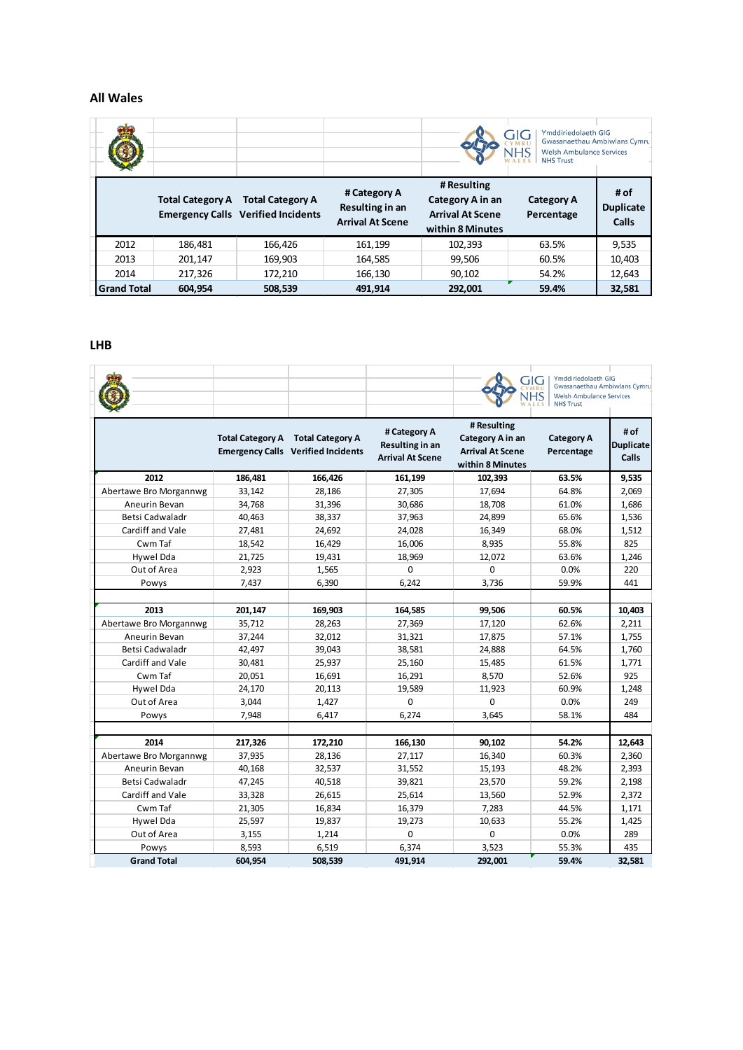## All Wales

| | Total Category A Emergency Calls | Total Category A Verified Incidents | # Category A Resulting in an Arrival At Scene | # Resulting Category A in an Arrival At Scene within 8 Minutes | Category A Percentage | # of Duplicate Calls |
|---|---|---|---|---|---|---|
| 2012 | 186,481 | 166,426 | 161,199 | 102,393 | 63.5% | 9,535 |
| 2013 | 201,147 | 169,903 | 164,585 | 99,506 | 60.5% | 10,403 |
| 2014 | 217,326 | 172,210 | 166,130 | 90,102 | 54.2% | 12,643 |
| **Grand Total** | **604,954** | **508,539** | **491,914** | **292,001** | **59.4%** | **32,581** |

## LHB

| | Total Category A Emergency Calls | Total Category A Verified Incidents | # Category A Resulting in an Arrival At Scene | # Resulting Category A in an Arrival At Scene within 8 Minutes | Category A Percentage | # of Duplicate Calls |
|---|---|---|---|---|---|---|
| **2012** | **186,481** | **166,426** | **161,199** | **102,393** | **63.5%** | **9,535** |
| Abertawe Bro Morgannwg | 33,142 | 28,186 | 27,305 | 17,694 | 64.8% | 2,069 |
| Aneurin Bevan | 34,768 | 31,396 | 30,686 | 18,708 | 61.0% | 1,686 |
| Betsi Cadwaladr | 40,463 | 38,337 | 37,963 | 24,899 | 65.6% | 1,536 |
| Cardiff and Vale | 27,481 | 24,692 | 24,028 | 16,349 | 68.0% | 1,512 |
| Cwm Taf | 18,542 | 16,429 | 16,006 | 8,935 | 55.8% | 825 |
| Hywel Dda | 21,725 | 19,431 | 18,969 | 12,072 | 63.6% | 1,246 |
| Out of Area | 2,923 | 1,565 | 0 | 0 | 0.0% | 220 |
| Powys | 7,437 | 6,390 | 6,242 | 3,736 | 59.9% | 441 |
| **2013** | **201,147** | **169,903** | **164,585** | **99,506** | **60.5%** | **10,403** |
| Abertawe Bro Morgannwg | 35,712 | 28,263 | 27,369 | 17,120 | 62.6% | 2,211 |
| Aneurin Bevan | 37,244 | 32,012 | 31,321 | 17,875 | 57.1% | 1,755 |
| Betsi Cadwaladr | 42,497 | 39,043 | 38,581 | 24,888 | 64.5% | 1,760 |
| Cardiff and Vale | 30,481 | 25,937 | 25,160 | 15,485 | 61.5% | 1,771 |
| Cwm Taf | 20,051 | 16,691 | 16,291 | 8,570 | 52.6% | 925 |
| Hywel Dda | 24,170 | 20,113 | 19,589 | 11,923 | 60.9% | 1,248 |
| Out of Area | 3,044 | 1,427 | 0 | 0 | 0.0% | 249 |
| Powys | 7,948 | 6,417 | 6,274 | 3,645 | 58.1% | 484 |
| **2014** | **217,326** | **172,210** | **166,130** | **90,102** | **54.2%** | **12,643** |
| Abertawe Bro Morgannwg | 37,935 | 28,136 | 27,117 | 16,340 | 60.3% | 2,360 |
| Aneurin Bevan | 40,168 | 32,537 | 31,552 | 15,193 | 48.2% | 2,393 |
| Betsi Cadwaladr | 47,245 | 40,518 | 39,821 | 23,570 | 59.2% | 2,198 |
| Cardiff and Vale | 33,328 | 26,615 | 25,614 | 13,560 | 52.9% | 2,372 |
| Cwm Taf | 21,305 | 16,834 | 16,379 | 7,283 | 44.5% | 1,171 |
| Hywel Dda | 25,597 | 19,837 | 19,273 | 10,633 | 55.2% | 1,425 |
| Out of Area | 3,155 | 1,214 | 0 | 0 | 0.0% | 289 |
| Powys | 8,593 | 6,519 | 6,374 | 3,523 | 55.3% | 435 |
| **Grand Total** | **604,954** | **508,539** | **491,914** | **292,001** | **59.4%** | **32,581** |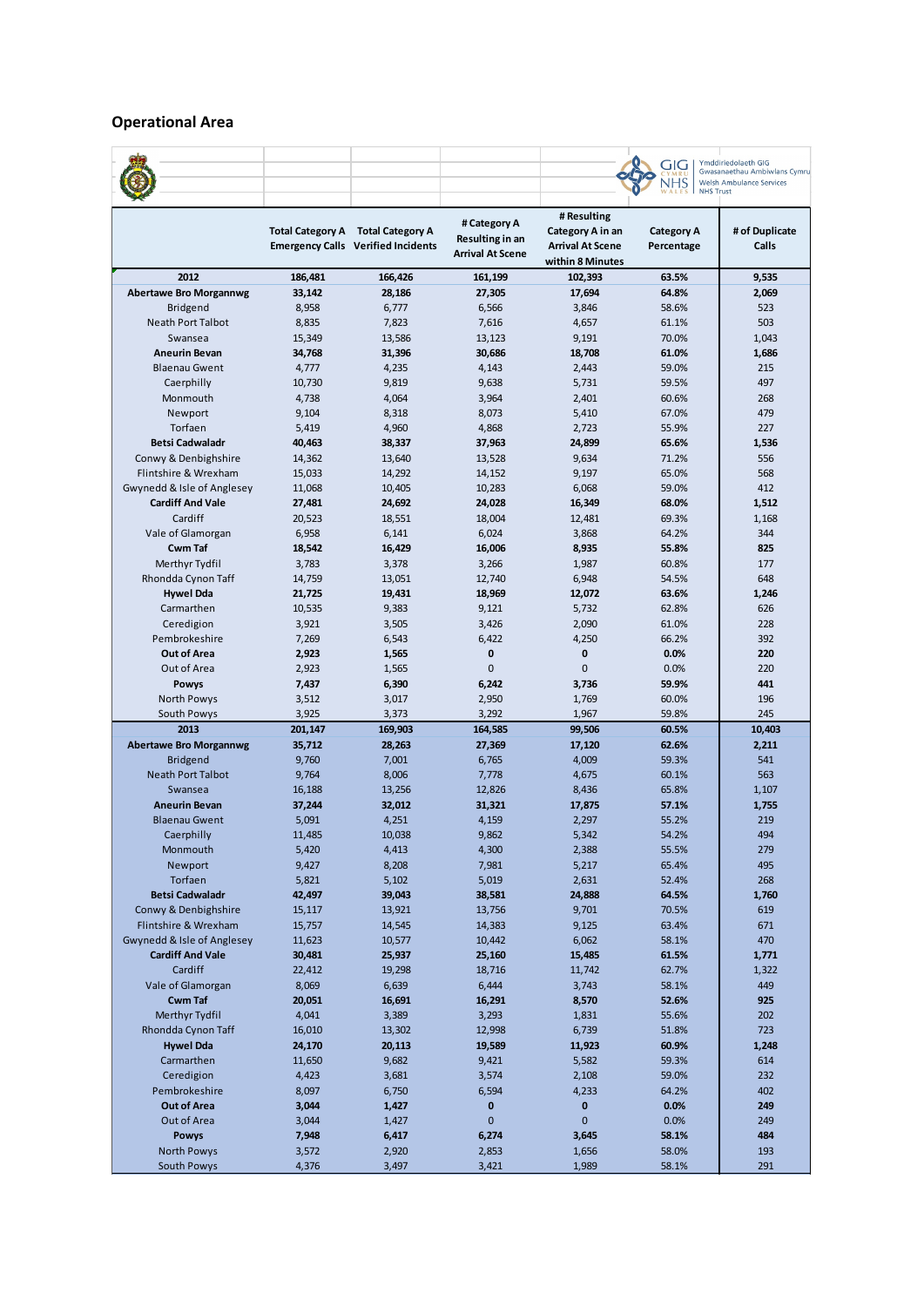## Operational Area

| | Total Category A Emergency Calls | Total Category A Verified Incidents | # Category A Resulting in an Arrival At Scene | # Resulting Category A in an Arrival At Scene within 8 Minutes | Category A Percentage | # of Duplicate Calls |
|---|---|---|---|---|---|---|
| **2012** | **186,481** | **166,426** | **161,199** | **102,393** | **63.5%** | **9,535** |
| **Abertawe Bro Morgannwg** | **33,142** | **28,186** | **27,305** | **17,694** | **64.8%** | **2,069** |
| Bridgend | 8,958 | 6,777 | 6,566 | 3,846 | 58.6% | 523 |
| Neath Port Talbot | 8,835 | 7,823 | 7,616 | 4,657 | 61.1% | 503 |
| Swansea | 15,349 | 13,586 | 13,123 | 9,191 | 70.0% | 1,043 |
| **Aneurin Bevan** | **34,768** | **31,396** | **30,686** | **18,708** | **61.0%** | **1,686** |
| Blaenau Gwent | 4,777 | 4,235 | 4,143 | 2,443 | 59.0% | 215 |
| Caerphilly | 10,730 | 9,819 | 9,638 | 5,731 | 59.5% | 497 |
| Monmouth | 4,738 | 4,064 | 3,964 | 2,401 | 60.6% | 268 |
| Newport | 9,104 | 8,318 | 8,073 | 5,410 | 67.0% | 479 |
| Torfaen | 5,419 | 4,960 | 4,868 | 2,723 | 55.9% | 227 |
| **Betsi Cadwaladr** | **40,463** | **38,337** | **37,963** | **24,899** | **65.6%** | **1,536** |
| Conwy & Denbighshire | 14,362 | 13,640 | 13,528 | 9,634 | 71.2% | 556 |
| Flintshire & Wrexham | 15,033 | 14,292 | 14,152 | 9,197 | 65.0% | 568 |
| Gwynedd & Isle of Anglesey | 11,068 | 10,405 | 10,283 | 6,068 | 59.0% | 412 |
| **Cardiff And Vale** | **27,481** | **24,692** | **24,028** | **16,349** | **68.0%** | **1,512** |
| Cardiff | 20,523 | 18,551 | 18,004 | 12,481 | 69.3% | 1,168 |
| Vale of Glamorgan | 6,958 | 6,141 | 6,024 | 3,868 | 64.2% | 344 |
| **Cwm Taf** | **18,542** | **16,429** | **16,006** | **8,935** | **55.8%** | **825** |
| Merthyr Tydfil | 3,783 | 3,378 | 3,266 | 1,987 | 60.8% | 177 |
| Rhondda Cynon Taff | 14,759 | 13,051 | 12,740 | 6,948 | 54.5% | 648 |
| **Hywel Dda** | **21,725** | **19,431** | **18,969** | **12,072** | **63.6%** | **1,246** |
| Carmarthen | 10,535 | 9,383 | 9,121 | 5,732 | 62.8% | 626 |
| Ceredigion | 3,921 | 3,505 | 3,426 | 2,090 | 61.0% | 228 |
| Pembrokeshire | 7,269 | 6,543 | 6,422 | 4,250 | 66.2% | 392 |
| **Out of Area** | **2,923** | **1,565** | **0** | **0** | **0.0%** | **220** |
| Out of Area | 2,923 | 1,565 | 0 | 0 | 0.0% | 220 |
| **Powys** | **7,437** | **6,390** | **6,242** | **3,736** | **59.9%** | **441** |
| North Powys | 3,512 | 3,017 | 2,950 | 1,769 | 60.0% | 196 |
| South Powys | 3,925 | 3,373 | 3,292 | 1,967 | 59.8% | 245 |
| **2013** | **201,147** | **169,903** | **164,585** | **99,506** | **60.5%** | **10,403** |
| **Abertawe Bro Morgannwg** | **35,712** | **28,263** | **27,369** | **17,120** | **62.6%** | **2,211** |
| Bridgend | 9,760 | 7,001 | 6,765 | 4,009 | 59.3% | 541 |
| Neath Port Talbot | 9,764 | 8,006 | 7,778 | 4,675 | 60.1% | 563 |
| Swansea | 16,188 | 13,256 | 12,826 | 8,436 | 65.8% | 1,107 |
| **Aneurin Bevan** | **37,244** | **32,012** | **31,321** | **17,875** | **57.1%** | **1,755** |
| Blaenau Gwent | 5,091 | 4,251 | 4,159 | 2,297 | 55.2% | 219 |
| Caerphilly | 11,485 | 10,038 | 9,862 | 5,342 | 54.2% | 494 |
| Monmouth | 5,420 | 4,413 | 4,300 | 2,388 | 55.5% | 279 |
| Newport | 9,427 | 8,208 | 7,981 | 5,217 | 65.4% | 495 |
| Torfaen | 5,821 | 5,102 | 5,019 | 2,631 | 52.4% | 268 |
| **Betsi Cadwaladr** | **42,497** | **39,043** | **38,581** | **24,888** | **64.5%** | **1,760** |
| Conwy & Denbighshire | 15,117 | 13,921 | 13,756 | 9,701 | 70.5% | 619 |
| Flintshire & Wrexham | 15,757 | 14,545 | 14,383 | 9,125 | 63.4% | 671 |
| Gwynedd & Isle of Anglesey | 11,623 | 10,577 | 10,442 | 6,062 | 58.1% | 470 |
| **Cardiff And Vale** | **30,481** | **25,937** | **25,160** | **15,485** | **61.5%** | **1,771** |
| Cardiff | 22,412 | 19,298 | 18,716 | 11,742 | 62.7% | 1,322 |
| Vale of Glamorgan | 8,069 | 6,639 | 6,444 | 3,743 | 58.1% | 449 |
| **Cwm Taf** | **20,051** | **16,691** | **16,291** | **8,570** | **52.6%** | **925** |
| Merthyr Tydfil | 4,041 | 3,389 | 3,293 | 1,831 | 55.6% | 202 |
| Rhondda Cynon Taff | 16,010 | 13,302 | 12,998 | 6,739 | 51.8% | 723 |
| **Hywel Dda** | **24,170** | **20,113** | **19,589** | **11,923** | **60.9%** | **1,248** |
| Carmarthen | 11,650 | 9,682 | 9,421 | 5,582 | 59.3% | 614 |
| Ceredigion | 4,423 | 3,681 | 3,574 | 2,108 | 59.0% | 232 |
| Pembrokeshire | 8,097 | 6,750 | 6,594 | 4,233 | 64.2% | 402 |
| **Out of Area** | **3,044** | **1,427** | **0** | **0** | **0.0%** | **249** |
| Out of Area | 3,044 | 1,427 | 0 | 0 | 0.0% | 249 |
| **Powys** | **7,948** | **6,417** | **6,274** | **3,645** | **58.1%** | **484** |
| North Powys | 3,572 | 2,920 | 2,853 | 1,656 | 58.0% | 193 |
| South Powys | 4,376 | 3,497 | 3,421 | 1,989 | 58.1% | 291 |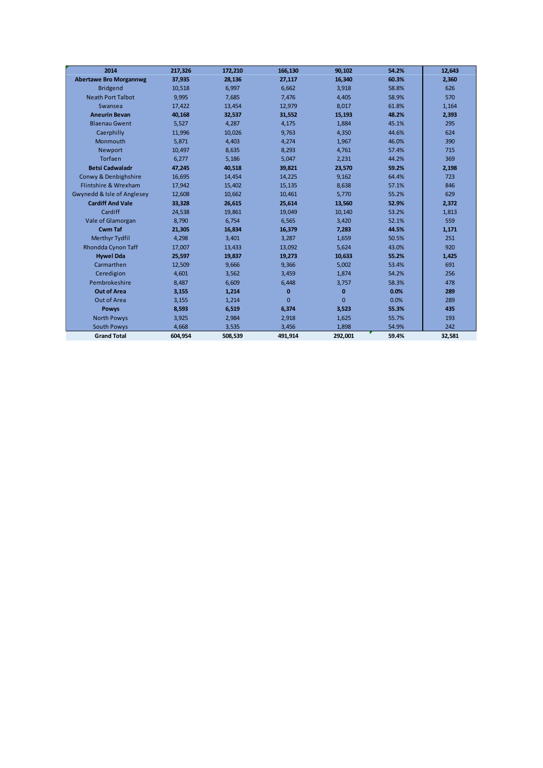| 2014 | 217,326 | 172,210 | 166,130 | 90,102 | 54.2% | 12,643 |
|---|---|---|---|---|---|---|
| **Abertawe Bro Morgannwg** | **37,935** | **28,136** | **27,117** | **16,340** | **60.3%** | **2,360** |
| Bridgend | 10,518 | 6,997 | 6,662 | 3,918 | 58.8% | 626 |
| Neath Port Talbot | 9,995 | 7,685 | 7,476 | 4,405 | 58.9% | 570 |
| Swansea | 17,422 | 13,454 | 12,979 | 8,017 | 61.8% | 1,164 |
| **Aneurin Bevan** | **40,168** | **32,537** | **31,552** | **15,193** | **48.2%** | **2,393** |
| Blaenau Gwent | 5,527 | 4,287 | 4,175 | 1,884 | 45.1% | 295 |
| Caerphilly | 11,996 | 10,026 | 9,763 | 4,350 | 44.6% | 624 |
| Monmouth | 5,871 | 4,403 | 4,274 | 1,967 | 46.0% | 390 |
| Newport | 10,497 | 8,635 | 8,293 | 4,761 | 57.4% | 715 |
| Torfaen | 6,277 | 5,186 | 5,047 | 2,231 | 44.2% | 369 |
| **Betsi Cadwaladr** | **47,245** | **40,518** | **39,821** | **23,570** | **59.2%** | **2,198** |
| Conwy & Denbighshire | 16,695 | 14,454 | 14,225 | 9,162 | 64.4% | 723 |
| Flintshire & Wrexham | 17,942 | 15,402 | 15,135 | 8,638 | 57.1% | 846 |
| Gwynedd & Isle of Anglesey | 12,608 | 10,662 | 10,461 | 5,770 | 55.2% | 629 |
| **Cardiff And Vale** | **33,328** | **26,615** | **25,614** | **13,560** | **52.9%** | **2,372** |
| Cardiff | 24,538 | 19,861 | 19,049 | 10,140 | 53.2% | 1,813 |
| Vale of Glamorgan | 8,790 | 6,754 | 6,565 | 3,420 | 52.1% | 559 |
| **Cwm Taf** | **21,305** | **16,834** | **16,379** | **7,283** | **44.5%** | **1,171** |
| Merthyr Tydfil | 4,298 | 3,401 | 3,287 | 1,659 | 50.5% | 251 |
| Rhondda Cynon Taff | 17,007 | 13,433 | 13,092 | 5,624 | 43.0% | 920 |
| **Hywel Dda** | **25,597** | **19,837** | **19,273** | **10,633** | **55.2%** | **1,425** |
| Carmarthen | 12,509 | 9,666 | 9,366 | 5,002 | 53.4% | 691 |
| Ceredigion | 4,601 | 3,562 | 3,459 | 1,874 | 54.2% | 256 |
| Pembrokeshire | 8,487 | 6,609 | 6,448 | 3,757 | 58.3% | 478 |
| **Out of Area** | **3,155** | **1,214** | **0** | **0** | **0.0%** | **289** |
| Out of Area | 3,155 | 1,214 | 0 | 0 | 0.0% | 289 |
| **Powys** | **8,593** | **6,519** | **6,374** | **3,523** | **55.3%** | **435** |
| North Powys | 3,925 | 2,984 | 2,918 | 1,625 | 55.7% | 193 |
| South Powys | 4,668 | 3,535 | 3,456 | 1,898 | 54.9% | 242 |
| **Grand Total** | **604,954** | **508,539** | **491,914** | **292,001** | 59.4% | 32,581 |